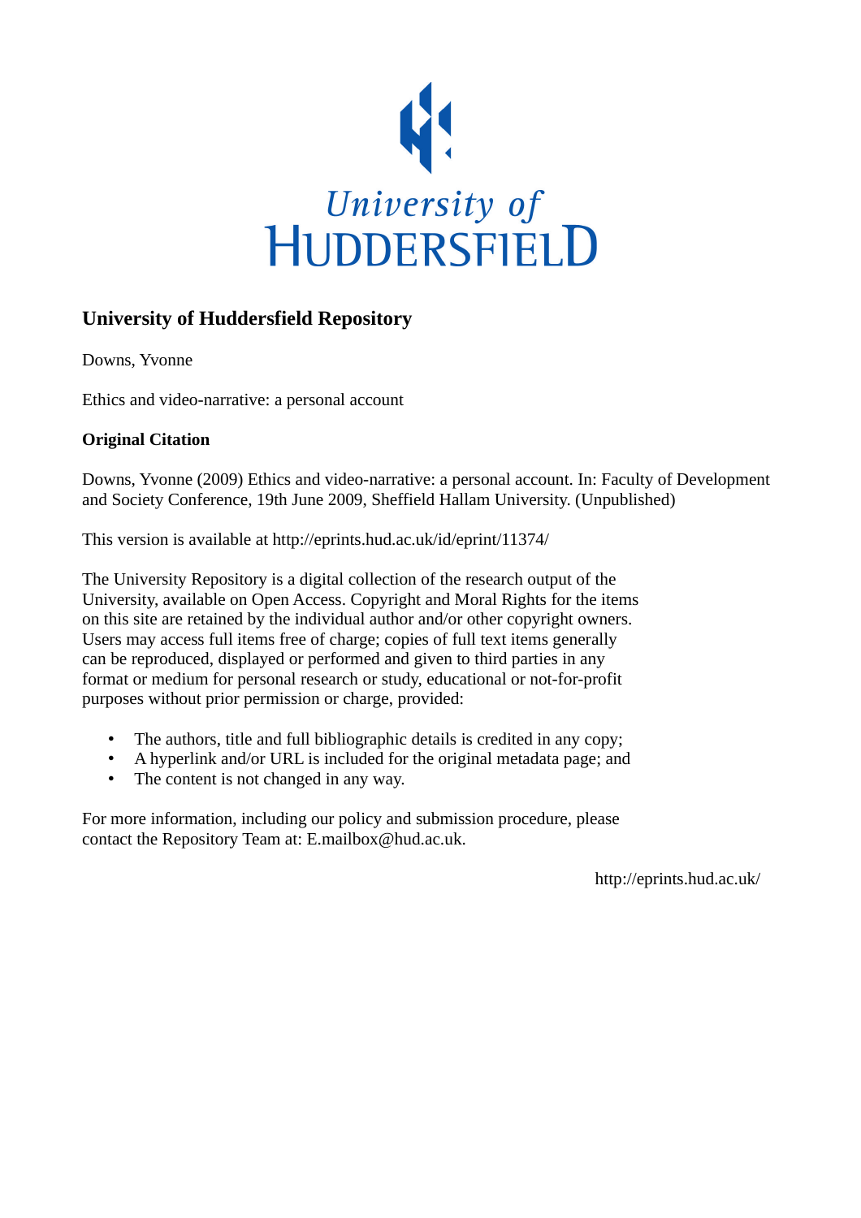University of
HUDDERSFIELD

# University of Huddersfield Repository

Downs, Yvonne

Ethics and video-narrative: a personal account

## Original Citation

Downs, Yvonne (2009) Ethics and video-narrative: a personal account. In: Faculty of Development and Society Conference, 19th June 2009, Sheffield Hallam University. (Unpublished)

This version is available at http://eprints.hud.ac.uk/id/eprint/11374/

The University Repository is a digital collection of the research output of the University, available on Open Access. Copyright and Moral Rights for the items on this site are retained by the individual author and/or other copyright owners. Users may access full items free of charge; copies of full text items generally can be reproduced, displayed or performed and given to third parties in any format or medium for personal research or study, educational or not-for-profit purposes without prior permission or charge, provided:

- The authors, title and full bibliographic details is credited in any copy;
- A hyperlink and/or URL is included for the original metadata page; and
- The content is not changed in any way.

For more information, including our policy and submission procedure, please contact the Repository Team at: E.mailbox@hud.ac.uk.

http://eprints.hud.ac.uk/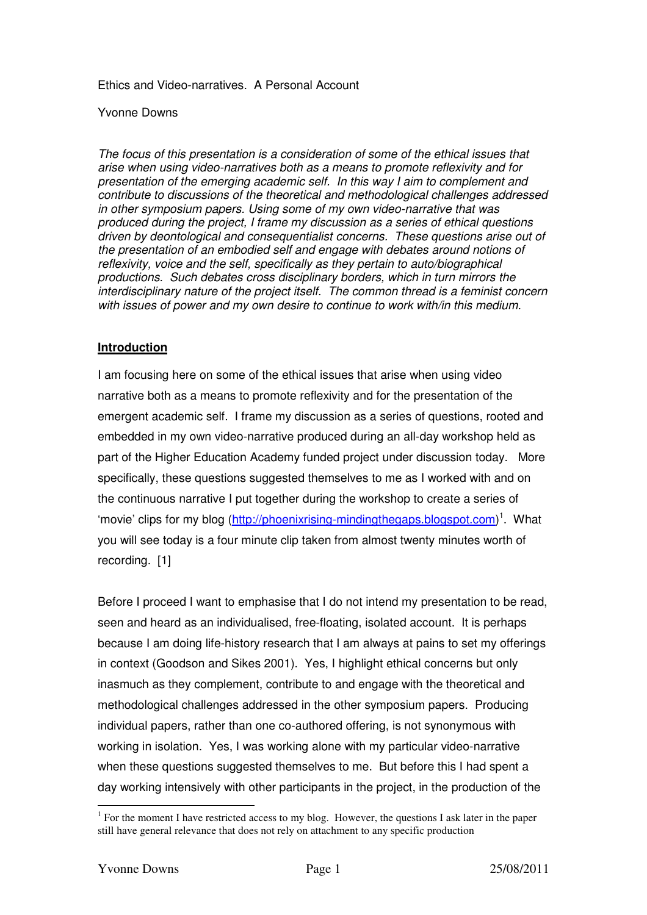Ethics and Video-narratives. A Personal Account

Yvonne Downs

*The focus of this presentation is a consideration of some of the ethical issues that arise when using video-narratives both as a means to promote reflexivity and for presentation of the emerging academic self. In this way I aim to complement and contribute to discussions of the theoretical and methodological challenges addressed in other symposium papers. Using some of my own video-narrative that was produced during the project, I frame my discussion as a series of ethical questions driven by deontological and consequentialist concerns. These questions arise out of the presentation of an embodied self and engage with debates around notions of reflexivity, voice and the self, specifically as they pertain to auto/biographical productions. Such debates cross disciplinary borders, which in turn mirrors the interdisciplinary nature of the project itself. The common thread is a feminist concern with issues of power and my own desire to continue to work with/in this medium.*

## Introduction

I am focusing here on some of the ethical issues that arise when using video narrative both as a means to promote reflexivity and for the presentation of the emergent academic self. I frame my discussion as a series of questions, rooted and embedded in my own video-narrative produced during an all-day workshop held as part of the Higher Education Academy funded project under discussion today. More specifically, these questions suggested themselves to me as I worked with and on the continuous narrative I put together during the workshop to create a series of 'movie' clips for my blog (http://phoenixrising-mindingthegaps.blogspot.com)[1]. What you will see today is a four minute clip taken from almost twenty minutes worth of recording. [1]

Before I proceed I want to emphasise that I do not intend my presentation to be read, seen and heard as an individualised, free-floating, isolated account. It is perhaps because I am doing life-history research that I am always at pains to set my offerings in context (Goodson and Sikes 2001). Yes, I highlight ethical concerns but only inasmuch as they complement, contribute to and engage with the theoretical and methodological challenges addressed in the other symposium papers. Producing individual papers, rather than one co-authored offering, is not synonymous with working in isolation. Yes, I was working alone with my particular video-narrative when these questions suggested themselves to me. But before this I had spent a day working intensively with other participants in the project, in the production of the

---

[1] For the moment I have restricted access to my blog. However, the questions I ask later in the paper still have general relevance that does not rely on attachment to any specific production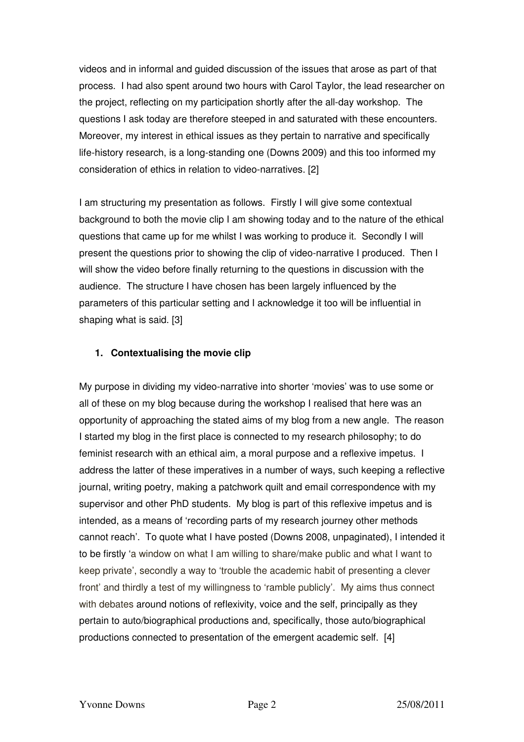videos and in informal and guided discussion of the issues that arose as part of that process. I had also spent around two hours with Carol Taylor, the lead researcher on the project, reflecting on my participation shortly after the all-day workshop. The questions I ask today are therefore steeped in and saturated with these encounters. Moreover, my interest in ethical issues as they pertain to narrative and specifically life-history research, is a long-standing one (Downs 2009) and this too informed my consideration of ethics in relation to video-narratives. [2]

I am structuring my presentation as follows. Firstly I will give some contextual background to both the movie clip I am showing today and to the nature of the ethical questions that came up for me whilst I was working to produce it. Secondly I will present the questions prior to showing the clip of video-narrative I produced. Then I will show the video before finally returning to the questions in discussion with the audience. The structure I have chosen has been largely influenced by the parameters of this particular setting and I acknowledge it too will be influential in shaping what is said. [3]

**1. Contextualising the movie clip**

My purpose in dividing my video-narrative into shorter 'movies' was to use some or all of these on my blog because during the workshop I realised that here was an opportunity of approaching the stated aims of my blog from a new angle. The reason I started my blog in the first place is connected to my research philosophy; to do feminist research with an ethical aim, a moral purpose and a reflexive impetus. I address the latter of these imperatives in a number of ways, such keeping a reflective journal, writing poetry, making a patchwork quilt and email correspondence with my supervisor and other PhD students. My blog is part of this reflexive impetus and is intended, as a means of 'recording parts of my research journey other methods cannot reach'. To quote what I have posted (Downs 2008, unpaginated), I intended it to be firstly 'a window on what I am willing to share/make public and what I want to keep private', secondly a way to 'trouble the academic habit of presenting a clever front' and thirdly a test of my willingness to 'ramble publicly'. My aims thus connect with debates around notions of reflexivity, voice and the self, principally as they pertain to auto/biographical productions and, specifically, those auto/biographical productions connected to presentation of the emergent academic self. [4]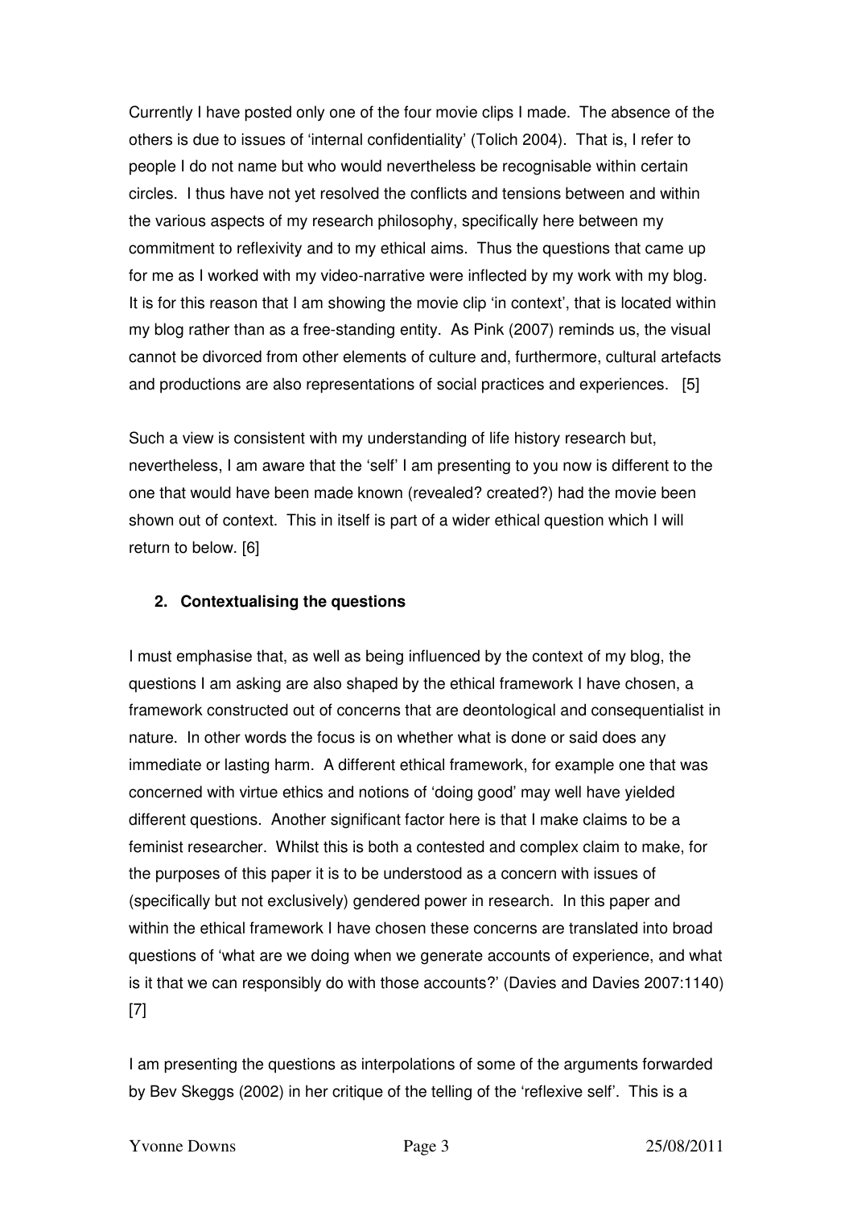Currently I have posted only one of the four movie clips I made. The absence of the others is due to issues of 'internal confidentiality' (Tolich 2004). That is, I refer to people I do not name but who would nevertheless be recognisable within certain circles. I thus have not yet resolved the conflicts and tensions between and within the various aspects of my research philosophy, specifically here between my commitment to reflexivity and to my ethical aims. Thus the questions that came up for me as I worked with my video-narrative were inflected by my work with my blog. It is for this reason that I am showing the movie clip 'in context', that is located within my blog rather than as a free-standing entity. As Pink (2007) reminds us, the visual cannot be divorced from other elements of culture and, furthermore, cultural artefacts and productions are also representations of social practices and experiences. [5]

Such a view is consistent with my understanding of life history research but, nevertheless, I am aware that the 'self' I am presenting to you now is different to the one that would have been made known (revealed? created?) had the movie been shown out of context. This in itself is part of a wider ethical question which I will return to below. [6]

## 2. Contextualising the questions

I must emphasise that, as well as being influenced by the context of my blog, the questions I am asking are also shaped by the ethical framework I have chosen, a framework constructed out of concerns that are deontological and consequentialist in nature. In other words the focus is on whether what is done or said does any immediate or lasting harm. A different ethical framework, for example one that was concerned with virtue ethics and notions of 'doing good' may well have yielded different questions. Another significant factor here is that I make claims to be a feminist researcher. Whilst this is both a contested and complex claim to make, for the purposes of this paper it is to be understood as a concern with issues of (specifically but not exclusively) gendered power in research. In this paper and within the ethical framework I have chosen these concerns are translated into broad questions of 'what are we doing when we generate accounts of experience, and what is it that we can responsibly do with those accounts?' (Davies and Davies 2007:1140) [7]

I am presenting the questions as interpolations of some of the arguments forwarded by Bev Skeggs (2002) in her critique of the telling of the 'reflexive self'. This is a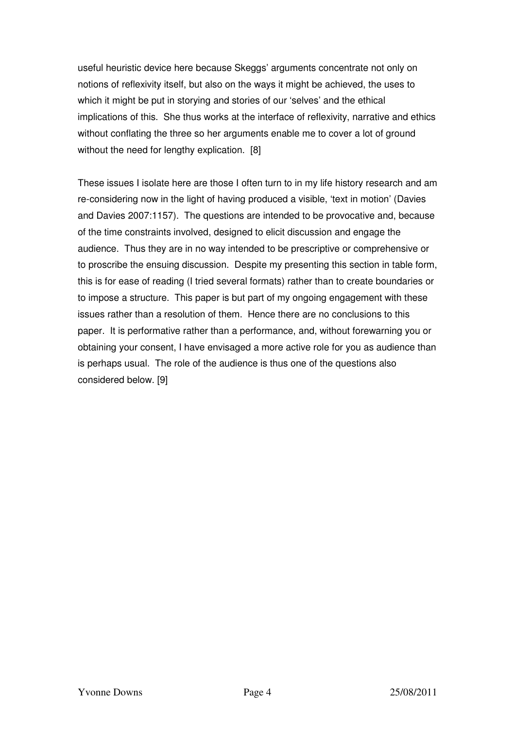useful heuristic device here because Skeggs' arguments concentrate not only on notions of reflexivity itself, but also on the ways it might be achieved, the uses to which it might be put in storying and stories of our 'selves' and the ethical implications of this. She thus works at the interface of reflexivity, narrative and ethics without conflating the three so her arguments enable me to cover a lot of ground without the need for lengthy explication. [8]

These issues I isolate here are those I often turn to in my life history research and am re-considering now in the light of having produced a visible, 'text in motion' (Davies and Davies 2007:1157). The questions are intended to be provocative and, because of the time constraints involved, designed to elicit discussion and engage the audience. Thus they are in no way intended to be prescriptive or comprehensive or to proscribe the ensuing discussion. Despite my presenting this section in table form, this is for ease of reading (I tried several formats) rather than to create boundaries or to impose a structure. This paper is but part of my ongoing engagement with these issues rather than a resolution of them. Hence there are no conclusions to this paper. It is performative rather than a performance, and, without forewarning you or obtaining your consent, I have envisaged a more active role for you as audience than is perhaps usual. The role of the audience is thus one of the questions also considered below. [9]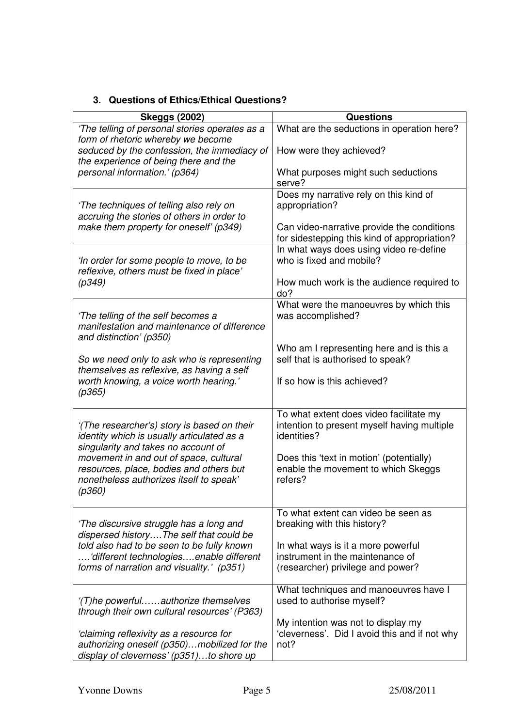## 3. Questions of Ethics/Ethical Questions?

| Skeggs (2002) | Questions |
|---|---|
| *'The telling of personal stories operates as a form of rhetoric whereby we become seduced by the confession, the immediacy of the experience of being there and the personal information.' (p364)* | What are the seductions in operation here?<br><br>How were they achieved?<br><br>What purposes might such seductions serve? |
| *'The techniques of telling also rely on accruing the stories of others in order to make them property for oneself' (p349)* | Does my narrative rely on this kind of appropriation?<br><br>Can video-narrative provide the conditions for sidestepping this kind of appropriation? |
| *'In order for some people to move, to be reflexive, others must be fixed in place' (p349)* | In what ways does using video re-define who is fixed and mobile?<br><br>How much work is the audience required to do? |
| *'The telling of the self becomes a manifestation and maintenance of difference and distinction' (p350)*<br><br>*So we need only to ask who is representing themselves as reflexive, as having a self worth knowing, a voice worth hearing.' (p365)* | What were the manoeuvres by which this was accomplished?<br><br>Who am I representing here and is this a self that is authorised to speak?<br><br>If so how is this achieved? |
| *'(The researcher's) story is based on their identity which is usually articulated as a singularity and takes no account of movement in and out of space, cultural resources, place, bodies and others but nonetheless authorizes itself to speak' (p360)* | To what extent does video facilitate my intention to present myself having multiple identities?<br><br>Does this 'text in motion' (potentially) enable the movement to which Skeggs refers? |
| *'The discursive struggle has a long and dispersed history….The self that could be told also had to be seen to be fully known ….'different technologies….enable different forms of narration and visuality.' (p351)* | To what extent can video be seen as breaking with this history?<br><br>In what ways is it a more powerful instrument in the maintenance of (researcher) privilege and power? |
| *'(T)he powerful……authorize themselves through their own cultural resources' (P363)*<br><br>*'claiming reflexivity as a resource for authorizing oneself (p350)…mobilized for the display of cleverness' (p351)…to shore up* | What techniques and manoeuvres have I used to authorise myself?<br><br>My intention was not to display my 'cleverness'. Did I avoid this and if not why not? |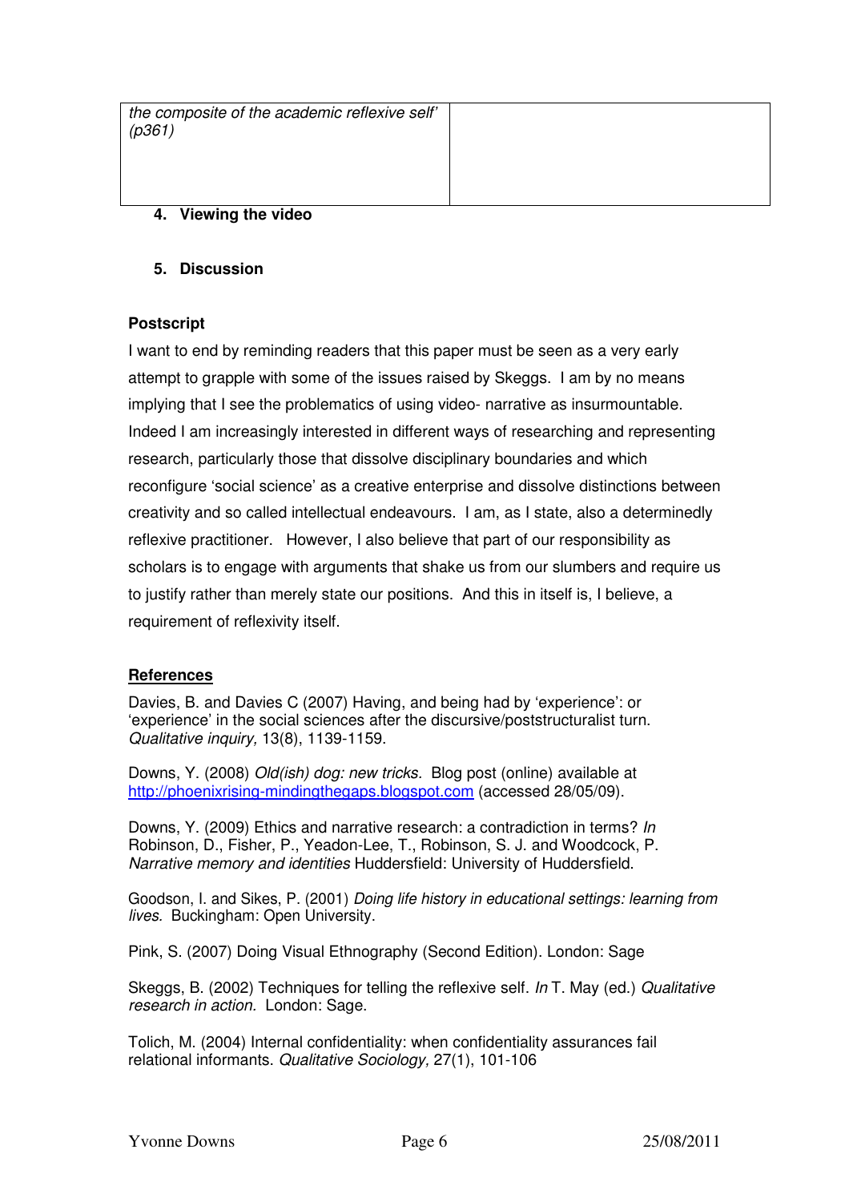| the composite of the academic reflexive self' (p361) | |
|---|---|

4. **Viewing the video**

5. **Discussion**

**Postscript**

I want to end by reminding readers that this paper must be seen as a very early attempt to grapple with some of the issues raised by Skeggs. I am by no means implying that I see the problematics of using video- narrative as insurmountable. Indeed I am increasingly interested in different ways of researching and representing research, particularly those that dissolve disciplinary boundaries and which reconfigure 'social science' as a creative enterprise and dissolve distinctions between creativity and so called intellectual endeavours. I am, as I state, also a determinedly reflexive practitioner. However, I also believe that part of our responsibility as scholars is to engage with arguments that shake us from our slumbers and require us to justify rather than merely state our positions. And this in itself is, I believe, a requirement of reflexivity itself.

**References**

Davies, B. and Davies C (2007) Having, and being had by 'experience': or 'experience' in the social sciences after the discursive/poststructuralist turn. *Qualitative inquiry,* 13(8), 1139-1159.

Downs, Y. (2008) *Old(ish) dog: new tricks.* Blog post (online) available at http://phoenixrising-mindingthegaps.blogspot.com (accessed 28/05/09).

Downs, Y. (2009) Ethics and narrative research: a contradiction in terms? *In* Robinson, D., Fisher, P., Yeadon-Lee, T., Robinson, S. J. and Woodcock, P. *Narrative memory and identities* Huddersfield: University of Huddersfield.

Goodson, I. and Sikes, P. (2001) *Doing life history in educational settings: learning from lives.* Buckingham: Open University.

Pink, S. (2007) Doing Visual Ethnography (Second Edition). London: Sage

Skeggs, B. (2002) Techniques for telling the reflexive self. *In* T. May (ed.) *Qualitative research in action.* London: Sage.

Tolich, M. (2004) Internal confidentiality: when confidentiality assurances fail relational informants. *Qualitative Sociology,* 27(1), 101-106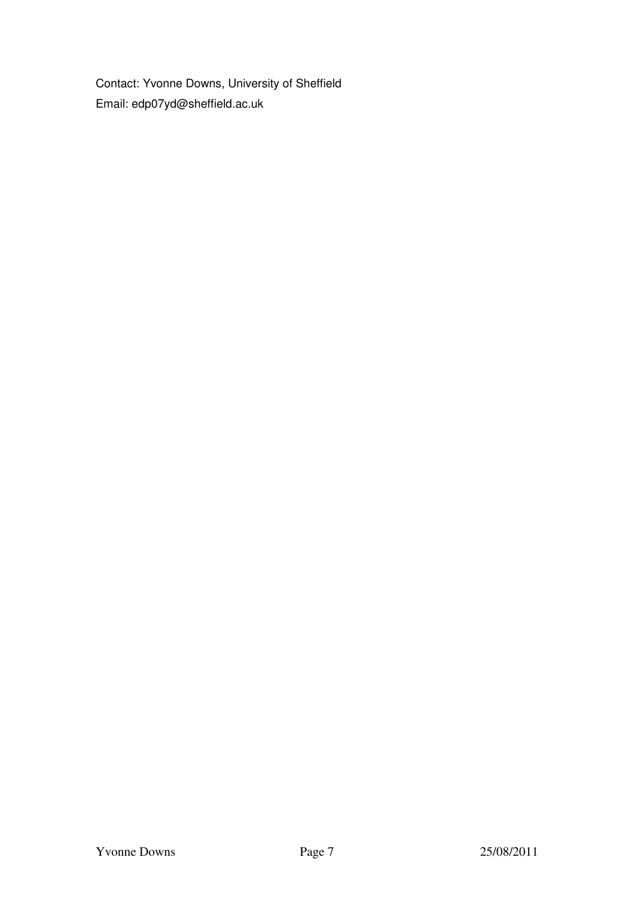Contact: Yvonne Downs, University of Sheffield

Email: edp07yd@sheffield.ac.uk